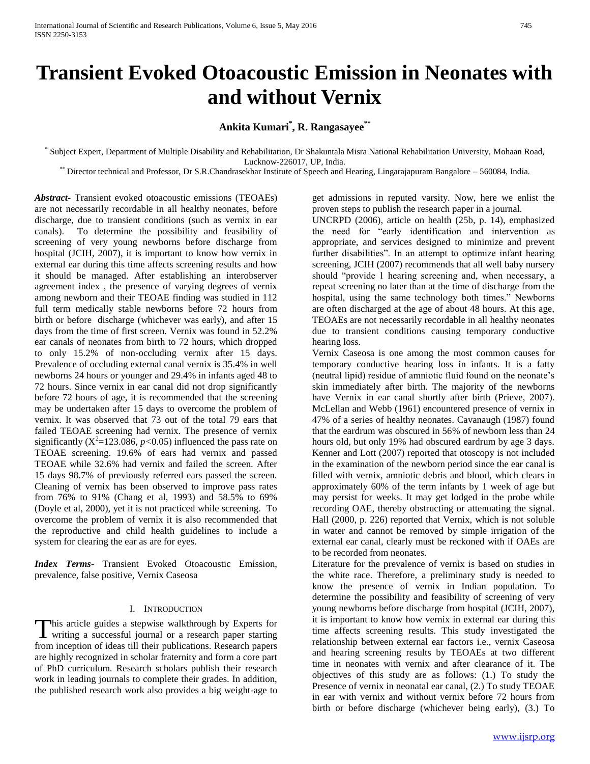# Transient Evoked Otoacoustic Emission in Neonates with and without Vernix

**Ankita Kumari[*], R. Rangasayee[**]**

[*] Subject Expert, Department of Multiple Disability and Rehabilitation, Dr Shakuntala Misra National Rehabilitation University, Mohaan Road, Lucknow-226017, UP, India.

[**] Director technical and Professor, Dr S.R.Chandrasekhar Institute of Speech and Hearing, Lingarajapuram Bangalore – 560084, India.

***Abstract*-** Transient evoked otoacoustic emissions (TEOAEs) are not necessarily recordable in all healthy neonates, before discharge, due to transient conditions (such as vernix in ear canals). To determine the possibility and feasibility of screening of very young newborns before discharge from hospital (JCIH, 2007), it is important to know how vernix in external ear during this time affects screening results and how it should be managed. After establishing an interobserver agreement index , the presence of varying degrees of vernix among newborn and their TEOAE finding was studied in 112 full term medically stable newborns before 72 hours from birth or before discharge (whichever was early), and after 15 days from the time of first screen. Vernix was found in 52.2% ear canals of neonates from birth to 72 hours, which dropped to only 15.2% of non-occluding vernix after 15 days. Prevalence of occluding external canal vernix is 35.4% in well newborns 24 hours or younger and 29.4% in infants aged 48 to 72 hours. Since vernix in ear canal did not drop significantly before 72 hours of age, it is recommended that the screening may be undertaken after 15 days to overcome the problem of vernix. It was observed that 73 out of the total 79 ears that failed TEOAE screening had vernix. The presence of vernix significantly ($X^2$=123.086, $p$<0.05) influenced the pass rate on TEOAE screening. 19.6% of ears had vernix and passed TEOAE while 32.6% had vernix and failed the screen. After 15 days 98.7% of previously referred ears passed the screen. Cleaning of vernix has been observed to improve pass rates from 76% to 91% (Chang et al, 1993) and 58.5% to 69% (Doyle et al, 2000), yet it is not practiced while screening. To overcome the problem of vernix it is also recommended that the reproductive and child health guidelines to include a system for clearing the ear as are for eyes.

***Index Terms*-** Transient Evoked Otoacoustic Emission, prevalence, false positive, Vernix Caseosa

## I. Introduction

This article guides a stepwise walkthrough by Experts for writing a successful journal or a research paper starting from inception of ideas till their publications. Research papers are highly recognized in scholar fraternity and form a core part of PhD curriculum. Research scholars publish their research work in leading journals to complete their grades. In addition, the published research work also provides a big weight-age to get admissions in reputed varsity. Now, here we enlist the proven steps to publish the research paper in a journal.

UNCRPD (2006), article on health (25b, p. 14), emphasized the need for "early identification and intervention as appropriate, and services designed to minimize and prevent further disabilities". In an attempt to optimize infant hearing screening, JCIH (2007) recommends that all well baby nursery should "provide 1 hearing screening and, when necessary, a repeat screening no later than at the time of discharge from the hospital, using the same technology both times." Newborns are often discharged at the age of about 48 hours. At this age, TEOAEs are not necessarily recordable in all healthy neonates due to transient conditions causing temporary conductive hearing loss.

Vernix Caseosa is one among the most common causes for temporary conductive hearing loss in infants. It is a fatty (neutral lipid) residue of amniotic fluid found on the neonate's skin immediately after birth. The majority of the newborns have Vernix in ear canal shortly after birth (Prieve, 2007). McLellan and Webb (1961) encountered presence of vernix in 47% of a series of healthy neonates. Cavanaugh (1987) found that the eardrum was obscured in 56% of newborn less than 24 hours old, but only 19% had obscured eardrum by age 3 days. Kenner and Lott (2007) reported that otoscopy is not included in the examination of the newborn period since the ear canal is filled with vernix, amniotic debris and blood, which clears in approximately 60% of the term infants by 1 week of age but may persist for weeks. It may get lodged in the probe while recording OAE, thereby obstructing or attenuating the signal. Hall (2000, p. 226) reported that Vernix, which is not soluble in water and cannot be removed by simple irrigation of the external ear canal, clearly must be reckoned with if OAEs are to be recorded from neonates.

Literature for the prevalence of vernix is based on studies in the white race. Therefore, a preliminary study is needed to know the presence of vernix in Indian population. To determine the possibility and feasibility of screening of very young newborns before discharge from hospital (JCIH, 2007), it is important to know how vernix in external ear during this time affects screening results. This study investigated the relationship between external ear factors i.e., vernix Caseosa and hearing screening results by TEOAEs at two different time in neonates with vernix and after clearance of it. The objectives of this study are as follows: (1.) To study the Presence of vernix in neonatal ear canal, (2.) To study TEOAE in ear with vernix and without vernix before 72 hours from birth or before discharge (whichever being early), (3.) To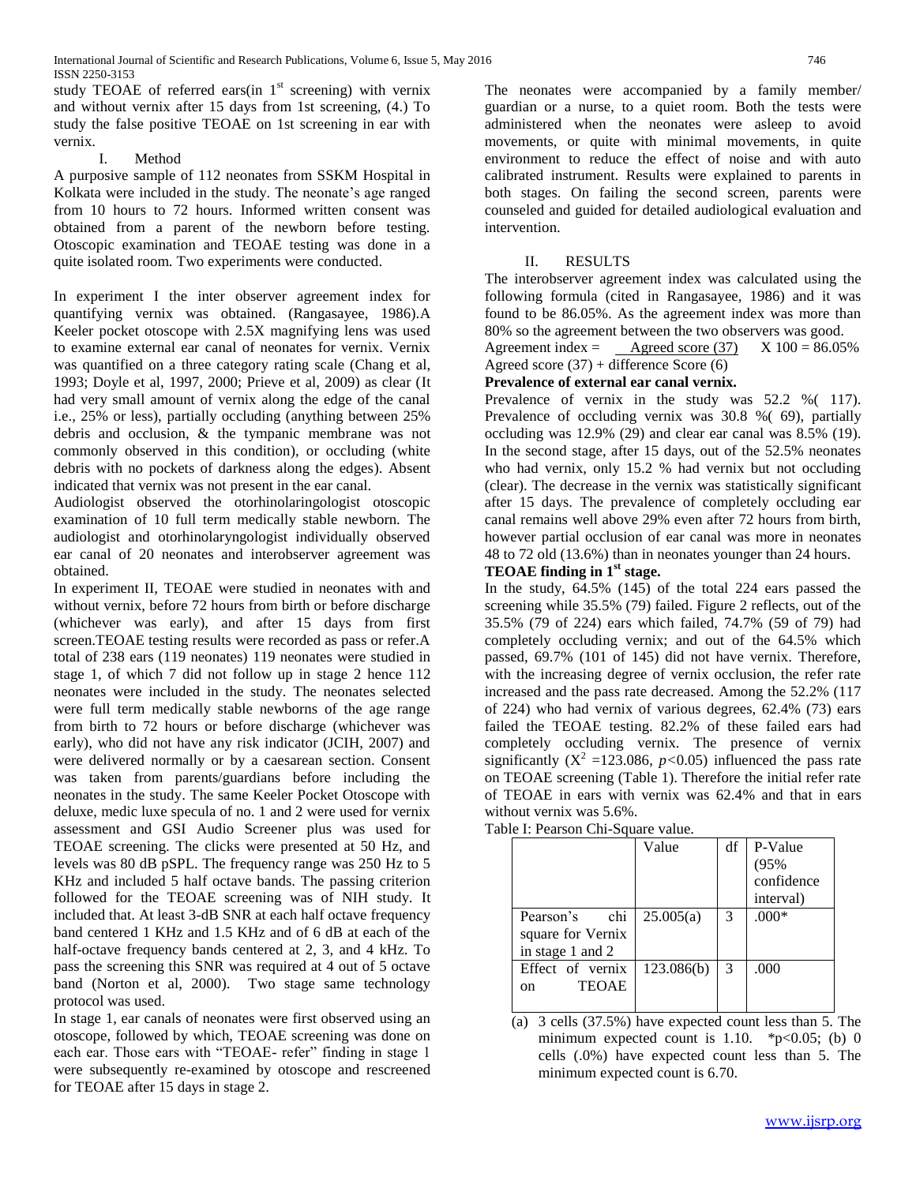study TEOAE of referred ears(in 1st screening) with vernix and without vernix after 15 days from 1st screening, (4.) To study the false positive TEOAE on 1st screening in ear with vernix.

## I. Method

A purposive sample of 112 neonates from SSKM Hospital in Kolkata were included in the study. The neonate's age ranged from 10 hours to 72 hours. Informed written consent was obtained from a parent of the newborn before testing. Otoscopic examination and TEOAE testing was done in a quite isolated room. Two experiments were conducted.

In experiment I the inter observer agreement index for quantifying vernix was obtained. (Rangasayee, 1986).A Keeler pocket otoscope with 2.5X magnifying lens was used to examine external ear canal of neonates for vernix. Vernix was quantified on a three category rating scale (Chang et al, 1993; Doyle et al, 1997, 2000; Prieve et al, 2009) as clear (It had very small amount of vernix along the edge of the canal i.e., 25% or less), partially occluding (anything between 25% debris and occlusion, & the tympanic membrane was not commonly observed in this condition), or occluding (white debris with no pockets of darkness along the edges). Absent indicated that vernix was not present in the ear canal.

Audiologist observed the otorhinolaringologist otoscopic examination of 10 full term medically stable newborn. The audiologist and otorhinolaryngologist individually observed ear canal of 20 neonates and interobserver agreement was obtained.

In experiment II, TEOAE were studied in neonates with and without vernix, before 72 hours from birth or before discharge (whichever was early), and after 15 days from first screen.TEOAE testing results were recorded as pass or refer.A total of 238 ears (119 neonates) 119 neonates were studied in stage 1, of which 7 did not follow up in stage 2 hence 112 neonates were included in the study. The neonates selected were full term medically stable newborns of the age range from birth to 72 hours or before discharge (whichever was early), who did not have any risk indicator (JCIH, 2007) and were delivered normally or by a caesarean section. Consent was taken from parents/guardians before including the neonates in the study. The same Keeler Pocket Otoscope with deluxe, medic luxe specula of no. 1 and 2 were used for vernix assessment and GSI Audio Screener plus was used for TEOAE screening. The clicks were presented at 50 Hz, and levels was 80 dB pSPL. The frequency range was 250 Hz to 5 KHz and included 5 half octave bands. The passing criterion followed for the TEOAE screening was of NIH study. It included that. At least 3-dB SNR at each half octave frequency band centered 1 KHz and 1.5 KHz and of 6 dB at each of the half-octave frequency bands centered at 2, 3, and 4 kHz. To pass the screening this SNR was required at 4 out of 5 octave band (Norton et al, 2000). Two stage same technology protocol was used.

In stage 1, ear canals of neonates were first observed using an otoscope, followed by which, TEOAE screening was done on each ear. Those ears with "TEOAE- refer" finding in stage 1 were subsequently re-examined by otoscope and rescreened for TEOAE after 15 days in stage 2.

The neonates were accompanied by a family member/ guardian or a nurse, to a quiet room. Both the tests were administered when the neonates were asleep to avoid movements, or quite with minimal movements, in quite environment to reduce the effect of noise and with auto calibrated instrument. Results were explained to parents in both stages. On failing the second screen, parents were counseled and guided for detailed audiological evaluation and intervention.

## II. RESULTS

The interobserver agreement index was calculated using the following formula (cited in Rangasayee, 1986) and it was found to be 86.05%. As the agreement index was more than 80% so the agreement between the two observers was good.

$$\text{Agreement index} = \frac{\text{Agreed score (37)}}{\text{Agreed score (37)} + \text{difference Score (6)}} \times 100 = 86.05\%$$

**Prevalence of external ear canal vernix.**

Prevalence of vernix in the study was 52.2 %( 117). Prevalence of occluding vernix was 30.8 %( 69), partially occluding was 12.9% (29) and clear ear canal was 8.5% (19). In the second stage, after 15 days, out of the 52.5% neonates who had vernix, only 15.2 % had vernix but not occluding (clear). The decrease in the vernix was statistically significant after 15 days. The prevalence of completely occluding ear canal remains well above 29% even after 72 hours from birth, however partial occlusion of ear canal was more in neonates 48 to 72 old (13.6%) than in neonates younger than 24 hours.

**TEOAE finding in 1st stage.**

In the study, 64.5% (145) of the total 224 ears passed the screening while 35.5% (79) failed. Figure 2 reflects, out of the 35.5% (79 of 224) ears which failed, 74.7% (59 of 79) had completely occluding vernix; and out of the 64.5% which passed, 69.7% (101 of 145) did not have vernix. Therefore, with the increasing degree of vernix occlusion, the refer rate increased and the pass rate decreased. Among the 52.2% (117 of 224) who had vernix of various degrees, 62.4% (73) ears failed the TEOAE testing. 82.2% of these failed ears had completely occluding vernix. The presence of vernix significantly ($X^2$ =123.086, $p$<0.05) influenced the pass rate on TEOAE screening (Table 1). Therefore the initial refer rate of TEOAE in ears with vernix was 62.4% and that in ears without vernix was 5.6%.

Table I: Pearson Chi-Square value.

| | Value | df | P-Value (95% confidence interval) |
|---|---|---|---|
| Pearson's chi square for Vernix in stage 1 and 2 | 25.005(a) | 3 | .000* |
| Effect of vernix on TEOAE | 123.086(b) | 3 | .000 |

(a) 3 cells (37.5%) have expected count less than 5. The minimum expected count is 1.10. *p<0.05; (b) 0 cells (.0%) have expected count less than 5. The minimum expected count is 6.70.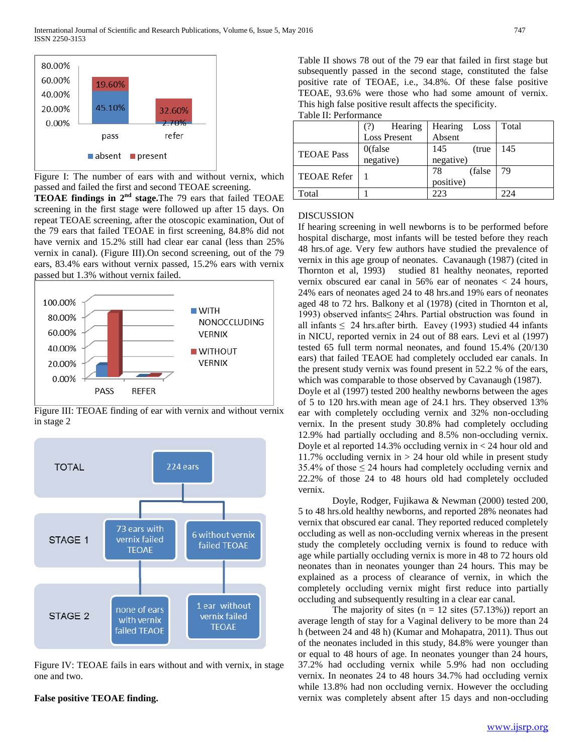Figure I: The number of ears with and without vernix, which passed and failed the first and second TEOAE screening.

**TEOAE findings in 2nd stage.** The 79 ears that failed TEOAE screening in the first stage were followed up after 15 days. On repeat TEOAE screening, after the otoscopic examination, Out of the 79 ears that failed TEOAE in first screening, 84.8% did not have vernix and 15.2% still had clear ear canal (less than 25% vernix in canal). (Figure III).On second screening, out of the 79 ears, 83.4% ears without vernix passed, 15.2% ears with vernix passed but 1.3% without vernix failed.

Figure III: TEOAE finding of ear with vernix and without vernix in stage 2

Figure IV: TEOAE fails in ears without and with vernix, in stage one and two.

**False positive TEOAE finding.**

Table II shows 78 out of the 79 ear that failed in first stage but subsequently passed in the second stage, constituted the false positive rate of TEOAE, i.e., 34.8%. Of these false positive TEOAE, 93.6% were those who had some amount of vernix. This high false positive result affects the specificity.

Table II: Performance

| | (?) Hearing Loss Present | Hearing Loss Absent | Total |
|---|---|---|---|
| TEOAE Pass | 0(false negative) | 145 (true negative) | 145 |
| TEOAE Refer | 1 | 78 (false positive) | 79 |
| Total | 1 | 223 | 224 |

## DISCUSSION

If hearing screening in well newborns is to be performed before hospital discharge, most infants will be tested before they reach 48 hrs.of age. Very few authors have studied the prevalence of vernix in this age group of neonates. Cavanaugh (1987) (cited in Thornton et al, 1993) studied 81 healthy neonates, reported vernix obscured ear canal in 56% ear of neonates < 24 hours, 24% ears of neonates aged 24 to 48 hrs.and 19% ears of neonates aged 48 to 72 hrs. Balkony et al (1978) (cited in Thornton et al, 1993) observed infants≤ 24hrs. Partial obstruction was found in all infants ≤ 24 hrs.after birth. Eavey (1993) studied 44 infants in NICU, reported vernix in 24 out of 88 ears. Levi et al (1997) tested 65 full term normal neonates, and found 15.4% (20/130 ears) that failed TEAOE had completely occluded ear canals. In the present study vernix was found present in 52.2 % of the ears, which was comparable to those observed by Cavanaugh (1987). Doyle et al (1997) tested 200 healthy newborns between the ages of 5 to 120 hrs.with mean age of 24.1 hrs. They observed 13% ear with completely occluding vernix and 32% non-occluding vernix. In the present study 30.8% had completely occluding 12.9% had partially occluding and 8.5% non-occluding vernix. Doyle et al reported 14.3% occluding vernix in < 24 hour old and 11.7% occluding vernix in > 24 hour old while in present study 35.4% of those ≤ 24 hours had completely occluding vernix and 22.2% of those 24 to 48 hours old had completely occluded vernix.

Doyle, Rodger, Fujikawa & Newman (2000) tested 200, 5 to 48 hrs.old healthy newborns, and reported 28% neonates had vernix that obscured ear canal. They reported reduced completely occluding as well as non-occluding vernix whereas in the present study the completely occluding vernix is found to reduce with age while partially occluding vernix is more in 48 to 72 hours old neonates than in neonates younger than 24 hours. This may be explained as a process of clearance of vernix, in which the completely occluding vernix might first reduce into partially occluding and subsequently resulting in a clear ear canal.

The majority of sites (n = 12 sites (57.13%)) report an average length of stay for a Vaginal delivery to be more than 24 h (between 24 and 48 h) (Kumar and Mohapatra, 2011). Thus out of the neonates included in this study, 84.8% were younger than or equal to 48 hours of age. In neonates younger than 24 hours, 37.2% had occluding vernix while 5.9% had non occluding vernix. In neonates 24 to 48 hours 34.7% had occluding vernix while 13.8% had non occluding vernix. However the occluding vernix was completely absent after 15 days and non-occluding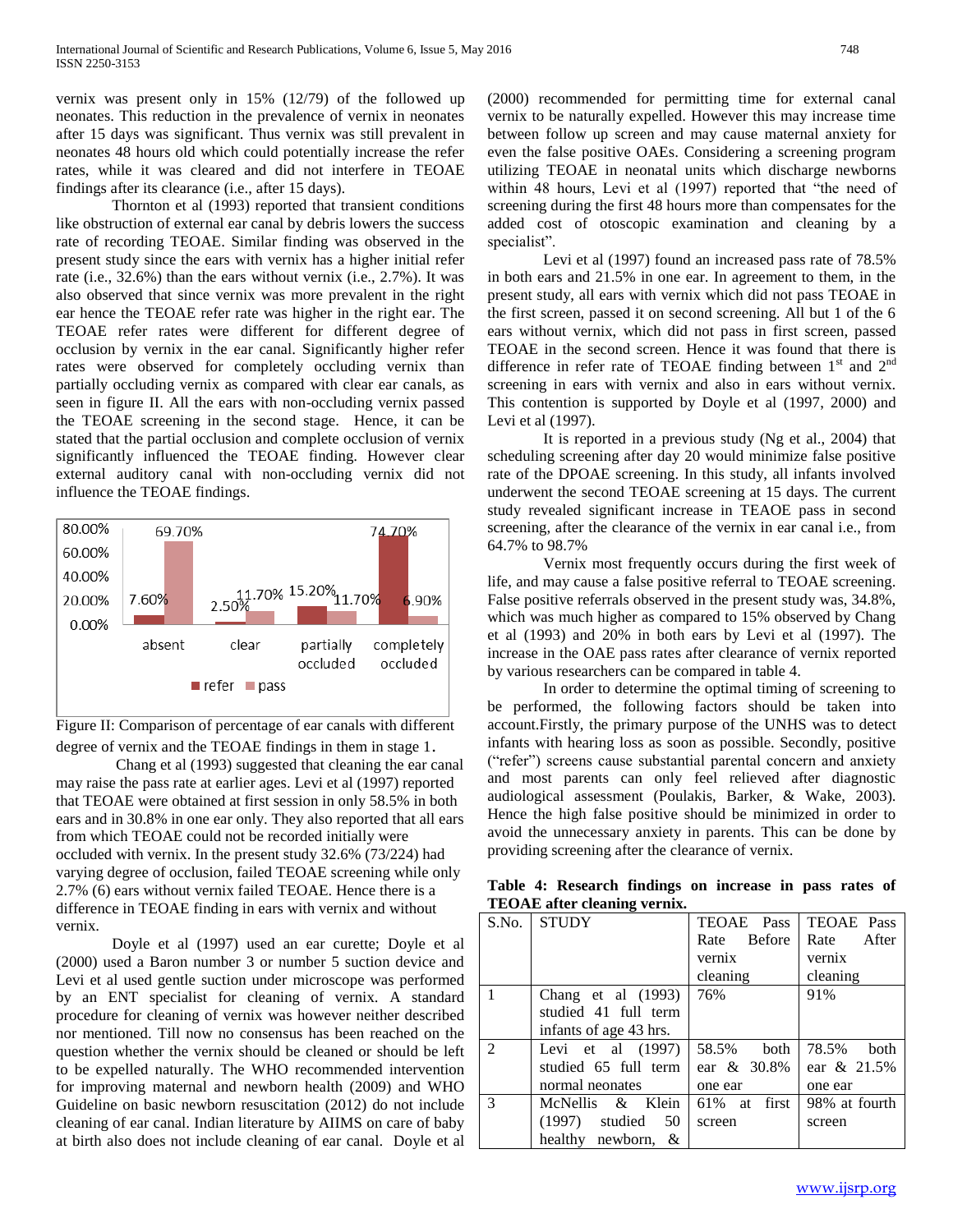vernix was present only in 15% (12/79) of the followed up neonates. This reduction in the prevalence of vernix in neonates after 15 days was significant. Thus vernix was still prevalent in neonates 48 hours old which could potentially increase the refer rates, while it was cleared and did not interfere in TEOAE findings after its clearance (i.e., after 15 days).

Thornton et al (1993) reported that transient conditions like obstruction of external ear canal by debris lowers the success rate of recording TEOAE. Similar finding was observed in the present study since the ears with vernix has a higher initial refer rate (i.e., 32.6%) than the ears without vernix (i.e., 2.7%). It was also observed that since vernix was more prevalent in the right ear hence the TEOAE refer rate was higher in the right ear. The TEOAE refer rates were different for different degree of occlusion by vernix in the ear canal. Significantly higher refer rates were observed for completely occluding vernix than partially occluding vernix as compared with clear ear canals, as seen in figure II. All the ears with non-occluding vernix passed the TEOAE screening in the second stage. Hence, it can be stated that the partial occlusion and complete occlusion of vernix significantly influenced the TEOAE finding. However clear external auditory canal with non-occluding vernix did not influence the TEOAE findings.

| | absent | clear | partially occluded | completely occluded |
|---|---|---|---|---|
| refer | 7.60% | 2.50% | 15.20% | 74.70% |
| pass | 69.70% | 11.70% | 11.70% | 6.90% |

Figure II: Comparison of percentage of ear canals with different degree of vernix and the TEOAE findings in them in stage 1.

Chang et al (1993) suggested that cleaning the ear canal may raise the pass rate at earlier ages. Levi et al (1997) reported that TEOAE were obtained at first session in only 58.5% in both ears and in 30.8% in one ear only. They also reported that all ears from which TEOAE could not be recorded initially were occluded with vernix. In the present study 32.6% (73/224) had varying degree of occlusion, failed TEOAE screening while only 2.7% (6) ears without vernix failed TEOAE. Hence there is a difference in TEOAE finding in ears with vernix and without vernix.

Doyle et al (1997) used an ear curette; Doyle et al (2000) used a Baron number 3 or number 5 suction device and Levi et al used gentle suction under microscope was performed by an ENT specialist for cleaning of vernix. A standard procedure for cleaning of vernix was however neither described nor mentioned. Till now no consensus has been reached on the question whether the vernix should be cleaned or should be left to be expelled naturally. The WHO recommended intervention for improving maternal and newborn health (2009) and WHO Guideline on basic newborn resuscitation (2012) do not include cleaning of ear canal. Indian literature by AIIMS on care of baby at birth also does not include cleaning of ear canal. Doyle et al (2000) recommended for permitting time for external canal vernix to be naturally expelled. However this may increase time between follow up screen and may cause maternal anxiety for even the false positive OAEs. Considering a screening program utilizing TEOAE in neonatal units which discharge newborns within 48 hours, Levi et al (1997) reported that "the need of screening during the first 48 hours more than compensates for the added cost of otoscopic examination and cleaning by a specialist".

Levi et al (1997) found an increased pass rate of 78.5% in both ears and 21.5% in one ear. In agreement to them, in the present study, all ears with vernix which did not pass TEOAE in the first screen, passed it on second screening. All but 1 of the 6 ears without vernix, which did not pass in first screen, passed TEOAE in the second screen. Hence it was found that there is difference in refer rate of TEOAE finding between 1st and 2nd screening in ears with vernix and also in ears without vernix. This contention is supported by Doyle et al (1997, 2000) and Levi et al (1997).

It is reported in a previous study (Ng et al., 2004) that scheduling screening after day 20 would minimize false positive rate of the DPOAE screening. In this study, all infants involved underwent the second TEOAE screening at 15 days. The current study revealed significant increase in TEAOE pass in second screening, after the clearance of the vernix in ear canal i.e., from 64.7% to 98.7%

Vernix most frequently occurs during the first week of life, and may cause a false positive referral to TEOAE screening. False positive referrals observed in the present study was, 34.8%, which was much higher as compared to 15% observed by Chang et al (1993) and 20% in both ears by Levi et al (1997). The increase in the OAE pass rates after clearance of vernix reported by various researchers can be compared in table 4.

In order to determine the optimal timing of screening to be performed, the following factors should be taken into account.Firstly, the primary purpose of the UNHS was to detect infants with hearing loss as soon as possible. Secondly, positive ("refer") screens cause substantial parental concern and anxiety and most parents can only feel relieved after diagnostic audiological assessment (Poulakis, Barker, & Wake, 2003). Hence the high false positive should be minimized in order to avoid the unnecessary anxiety in parents. This can be done by providing screening after the clearance of vernix.

**Table 4: Research findings on increase in pass rates of TEOAE after cleaning vernix.**

| S.No. | STUDY | TEOAE Pass Rate Before vernix cleaning | TEOAE Pass Rate After vernix cleaning |
|---|---|---|---|
| 1 | Chang et al (1993) studied 41 full term infants of age 43 hrs. | 76% | 91% |
| 2 | Levi et al (1997) studied 65 full term normal neonates | 58.5% both ear & 30.8% one ear | 78.5% both ear & 21.5% one ear |
| 3 | McNellis & Klein (1997) studied 50 healthy newborn, & | 61% at first screen | 98% at fourth screen |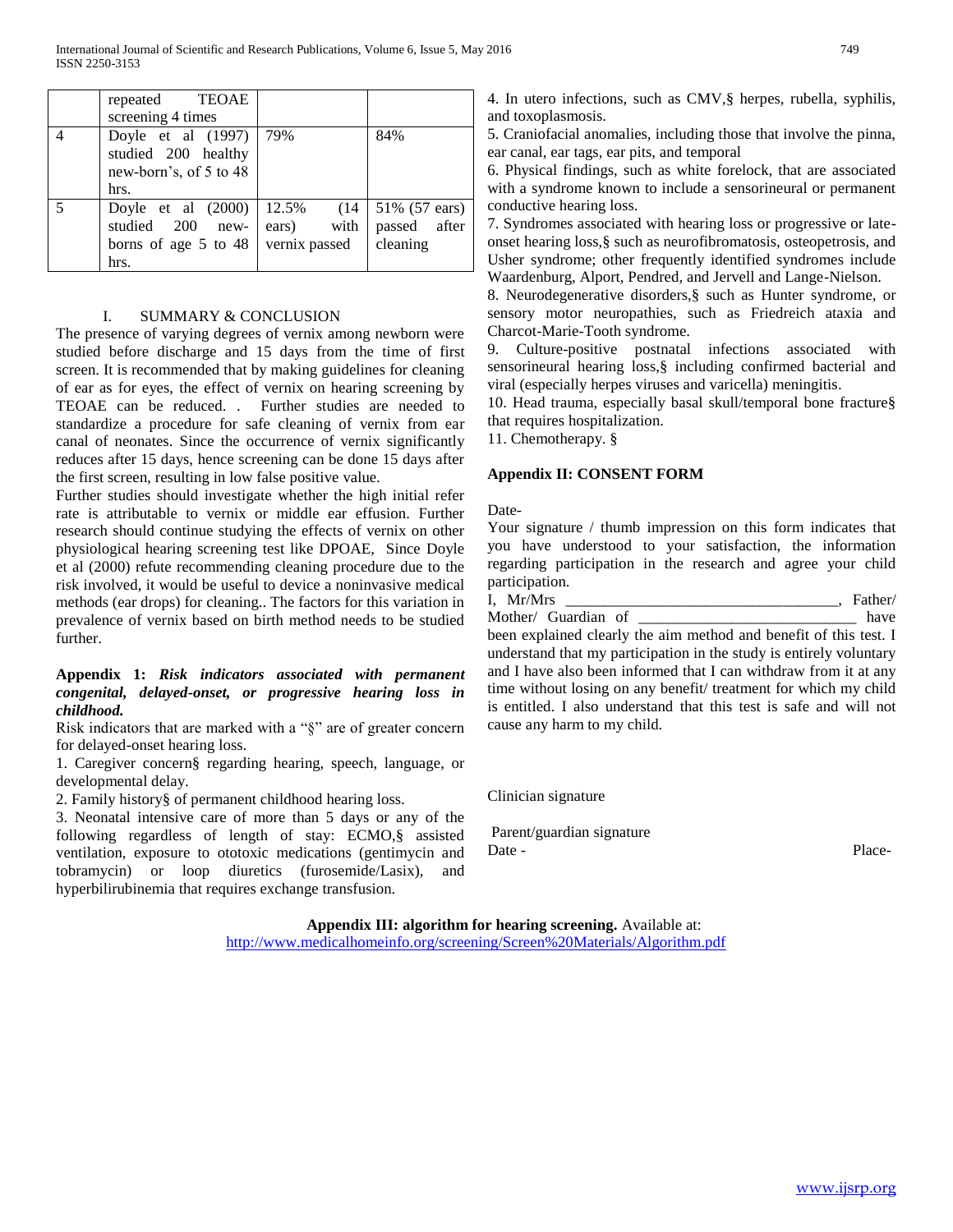|  | repeated TEOAE screening 4 times |  |  |
|---|---|---|---|
| 4 | Doyle et al (1997) studied 200 healthy new-born's, of 5 to 48 hrs. | 79% | 84% |
| 5 | Doyle et al (2000) studied 200 new-borns of age 5 to 48 hrs. | 12.5% (14 ears) with vernix passed | 51% (57 ears) passed after cleaning |

## I. SUMMARY & CONCLUSION

The presence of varying degrees of vernix among newborn were studied before discharge and 15 days from the time of first screen. It is recommended that by making guidelines for cleaning of ear as for eyes, the effect of vernix on hearing screening by TEOAE can be reduced. . Further studies are needed to standardize a procedure for safe cleaning of vernix from ear canal of neonates. Since the occurrence of vernix significantly reduces after 15 days, hence screening can be done 15 days after the first screen, resulting in low false positive value.

Further studies should investigate whether the high initial refer rate is attributable to vernix or middle ear effusion. Further research should continue studying the effects of vernix on other physiological hearing screening test like DPOAE, Since Doyle et al (2000) refute recommending cleaning procedure due to the risk involved, it would be useful to device a noninvasive medical methods (ear drops) for cleaning.. The factors for this variation in prevalence of vernix based on birth method needs to be studied further.

**Appendix 1:** ***Risk indicators associated with permanent congenital, delayed-onset, or progressive hearing loss in childhood.***

Risk indicators that are marked with a "§" are of greater concern for delayed-onset hearing loss.

1. Caregiver concern§ regarding hearing, speech, language, or developmental delay.
2. Family history§ of permanent childhood hearing loss.
3. Neonatal intensive care of more than 5 days or any of the following regardless of length of stay: ECMO,§ assisted ventilation, exposure to ototoxic medications (gentimycin and tobramycin) or loop diuretics (furosemide/Lasix), and hyperbilirubinemia that requires exchange transfusion.
4. In utero infections, such as CMV,§ herpes, rubella, syphilis, and toxoplasmosis.
5. Craniofacial anomalies, including those that involve the pinna, ear canal, ear tags, ear pits, and temporal
6. Physical findings, such as white forelock, that are associated with a syndrome known to include a sensorineural or permanent conductive hearing loss.
7. Syndromes associated with hearing loss or progressive or late-onset hearing loss,§ such as neurofibromatosis, osteopetrosis, and Usher syndrome; other frequently identified syndromes include Waardenburg, Alport, Pendred, and Jervell and Lange-Nielson.
8. Neurodegenerative disorders,§ such as Hunter syndrome, or sensory motor neuropathies, such as Friedreich ataxia and Charcot-Marie-Tooth syndrome.
9. Culture-positive postnatal infections associated with sensorineural hearing loss,§ including confirmed bacterial and viral (especially herpes viruses and varicella) meningitis.
10. Head trauma, especially basal skull/temporal bone fracture§ that requires hospitalization.
11. Chemotherapy. §

**Appendix II: CONSENT FORM**

Date-

Your signature / thumb impression on this form indicates that you have understood to your satisfaction, the information regarding participation in the research and agree your child participation.

I, Mr/Mrs \_\_\_\_\_\_\_\_\_\_\_\_\_\_\_\_\_\_\_\_\_\_\_\_\_\_\_\_\_\_\_\_\_\_\_, Father/ Mother/ Guardian of \_\_\_\_\_\_\_\_\_\_\_\_\_\_\_\_\_\_\_\_\_\_\_\_\_\_\_ have been explained clearly the aim method and benefit of this test. I understand that my participation in the study is entirely voluntary and I have also been informed that I can withdraw from it at any time without losing on any benefit/ treatment for which my child is entitled. I also understand that this test is safe and will not cause any harm to my child.

Clinician signature

Parent/guardian signature

Date - Place-

**Appendix III: algorithm for hearing screening.** Available at: http://www.medicalhomeinfo.org/screening/Screen%20Materials/Algorithm.pdf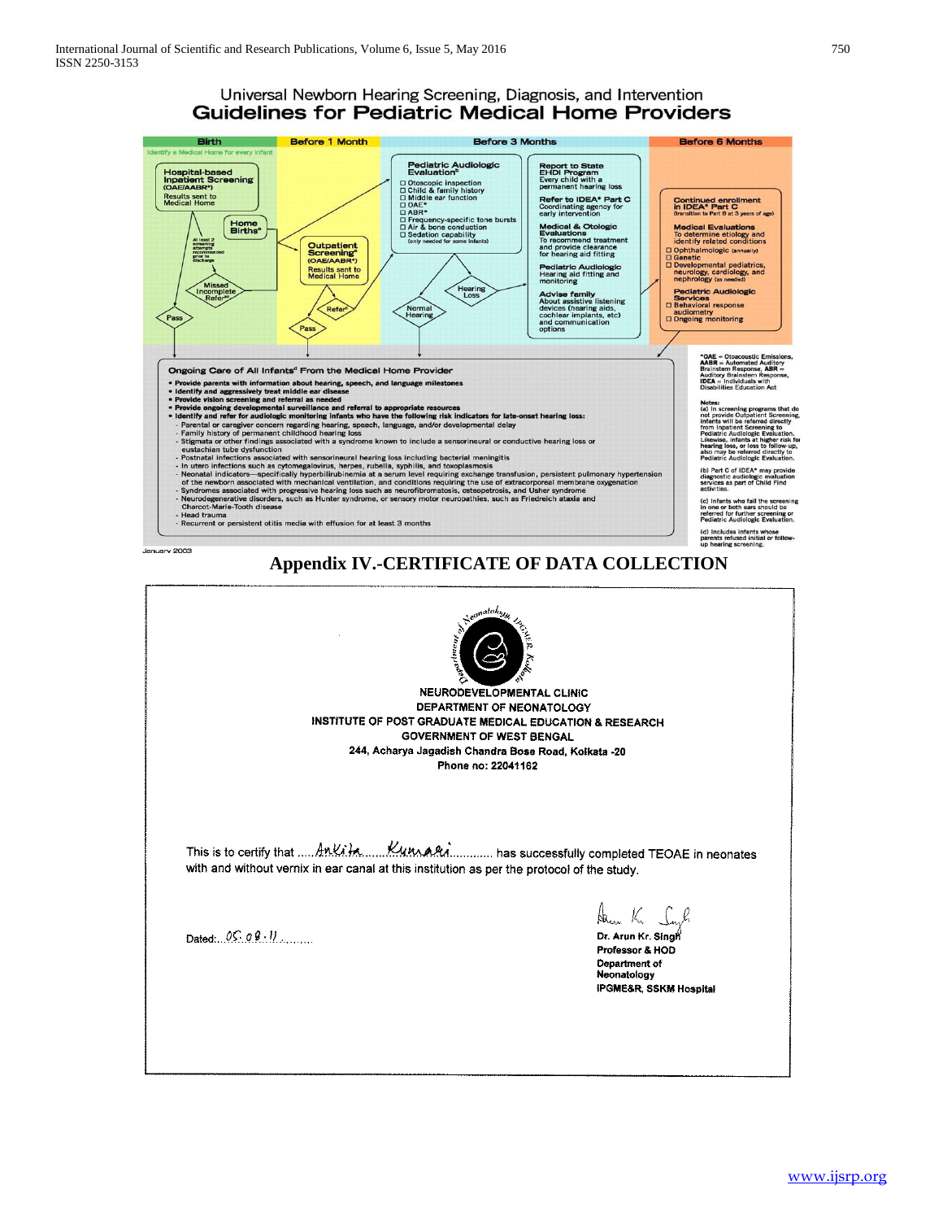Universal Newborn Hearing Screening, Diagnosis, and Intervention

**Guidelines for Pediatric Medical Home Providers**

Birth

Before 1 Month

Before 3 Months

Before 6 Months

Identify a Medical Home for every infant

**Hospital-based Inpatient Screening** (OAE/AABR*)
Results sent to Medical Home

**Home Births**[a]

At least 2 screening attempts recommended prior to discharge

Missed Incomplete Refer[c]

Pass

**Outpatient Screening**[a] (OAE/AABR*)
Results sent to Medical Home

Refer[c]

Pass

**Pediatric Audiologic Evaluation**[b]
☐ Otoscopic inspection
☐ Child & family history
☐ Middle ear function
☐ OAE*
☐ ABR*
☐ Frequency-specific tone bursts
☐ Air & bone conduction
☐ Sedation capability (only needed for some infants)

Normal Hearing

Hearing Loss

**Report to State EHDI Program**
Every child with a permanent hearing loss

**Refer to IDEA* Part C**
Coordinating agency for early intervention

**Medical & Otologic Evaluations**
To recommend treatment and provide clearance for hearing aid fitting

**Pediatric Audiologic**
Hearing aid fitting and monitoring

**Advise family**
About assistive listening devices (hearing aids, cochlear implants, etc) and communication options

**Continued enrollment in IDEA* Part C**
(transition to Part B at 3 years of age)

**Medical Evaluations**
To determine etiology and identify related conditions
☐ Ophthalmologic (annually)
☐ Genetic
☐ Developmental pediatrics, neurology, cardiology, and nephrology (as needed)

**Pediatric Audiologic Services**
☐ Behavioral response audiometry
☐ Ongoing monitoring

**Ongoing Care of All Infants**[d] **From the Medical Home Provider**

- **Provide parents with information about hearing, speech, and language milestones**
- **Identify and aggressively treat middle ear disease**
- **Provide vision screening and referral as needed**
- **Provide ongoing developmental surveillance and referral to appropriate resources**
- **Identify and refer for audiologic monitoring infants who have the following risk indicators for late-onset hearing loss:**
  - Parental or caregiver concern regarding hearing, speech, language, and/or developmental delay
  - Family history of permanent childhood hearing loss
  - Stigmata or other findings associated with a syndrome known to include a sensorineural or conductive hearing loss or eustachian tube dysfunction
  - Postnatal infections associated with sensorineural hearing loss including bacterial meningitis
  - In utero infections such as cytomegalovirus, herpes, rubella, syphilis, and toxoplasmosis
  - Neonatal indicators—specifically hyperbilirubinemia at a serum level requiring exchange transfusion, persistent pulmonary hypertension of the newborn associated with mechanical ventilation, and conditions requiring the use of extracorporeal membrane oxygenation
  - Syndromes associated with progressive hearing loss such as neurofibromatosis, osteopetrosis, and Usher syndrome
  - Neurodegenerative disorders, such as Hunter syndrome, or sensory motor neuropathies, such as Friedreich ataxia and Charcot-Marie-Tooth disease
  - Head trauma
  - Recurrent or persistent otitis media with effusion for at least 3 months

*OAE = Otoacoustic Emissions, AABR = Automated Auditory Brainstem Response, ABR = Auditory Brainstem Response, IDEA = Individuals with Disabilities Education Act

Notes:

(a) In screening programs that do not provide Outpatient Screening, infants will be referred directly from Inpatient Screening to Pediatric Audiologic Evaluation. Likewise, infants at higher risk for hearing loss, or loss to follow-up, also may be referred directly to Pediatric Audiologic Evaluation.

(b) Part C of IDEA* may provide diagnostic audiologic evaluation services as part of Child Find activities.

(c) Infants who fail the screening in one or both ears should be referred for further screening or Pediatric Audiologic Evaluation.

(d) Includes infants whose parents refused initial or follow-up hearing screening.

January 2003

## Appendix IV.-CERTIFICATE OF DATA COLLECTION

Department of Neonatology, IPGMER Kolkata

NEURODEVELOPMENTAL CLINIC
DEPARTMENT OF NEONATOLOGY
INSTITUTE OF POST GRADUATE MEDICAL EDUCATION & RESEARCH
GOVERNMENT OF WEST BENGAL
244, Acharya Jagadish Chandra Bose Road, Kolkata -20
Phone no: 22041162

This is to certify that .....Ankita.......Kumari............ has successfully completed TEOAE in neonates with and without vernix in ear canal at this institution as per the protocol of the study.

Dated:...05.08.11.........

Dr. Arun Kr. Singh
Professor & HOD
Department of Neonatology
IPGME&R, SSKM Hospital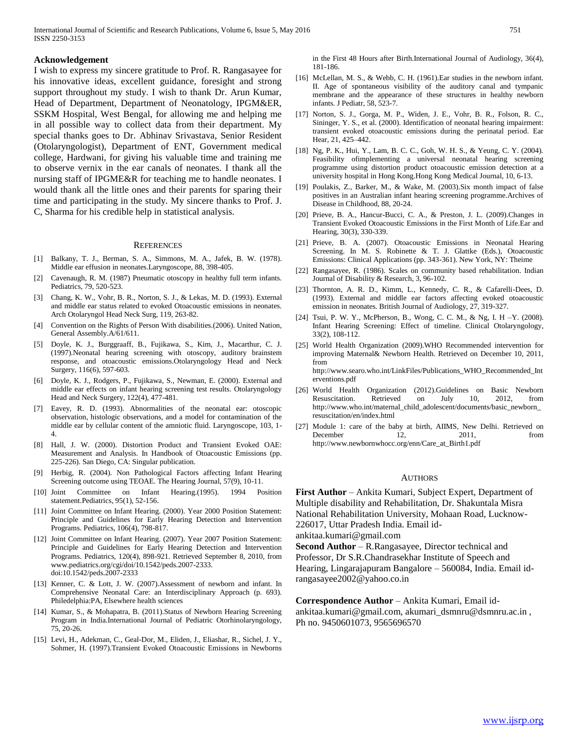## Acknowledgement

I wish to express my sincere gratitude to Prof. R. Rangasayee for his innovative ideas, excellent guidance, foresight and strong support throughout my study. I wish to thank Dr. Arun Kumar, Head of Department, Department of Neonatology, IPGM&ER, SSKM Hospital, West Bengal, for allowing me and helping me in all possible way to collect data from their department. My special thanks goes to Dr. Abhinav Srivastava, Senior Resident (Otolaryngologist), Department of ENT, Government medical college, Hardwani, for giving his valuable time and training me to observe vernix in the ear canals of neonates. I thank all the nursing staff of IPGME&R for teaching me to handle neonates. I would thank all the little ones and their parents for sparing their time and participating in the study. My sincere thanks to Prof. J. C, Sharma for his credible help in statistical analysis.

## References

[1] Balkany, T. J., Berman, S. A., Simmons, M. A., Jafek, B. W. (1978). Middle ear effusion in neonates.Laryngoscope, 88, 398-405.

[2] Cavenaugh, R. M. (1987) Pneumatic otoscopy in healthy full term infants. Pediatrics, 79, 520-523.

[3] Chang, K. W., Vohr, B. R., Norton, S. J., & Lekas, M. D. (1993). External and middle ear status related to evoked Otoacoustic emissions in neonates. Arch Otolaryngol Head Neck Surg, 119, 263-82.

[4] Convention on the Rights of Person With disabilities.(2006). United Nation, General Assembly.A/61/611.

[5] Doyle, K. J., Burggraaff, B., Fujikawa, S., Kim, J., Macarthur, C. J. (1997).Neonatal hearing screening with otoscopy, auditory brainstem response, and otoacoustic emissions.Otolaryngology Head and Neck Surgery, 116(6), 597-603.

[6] Doyle, K. J., Rodgers, P., Fujikawa, S., Newman, E. (2000). External and middle ear effects on infant hearing screening test results. Otolaryngology Head and Neck Surgery, 122(4), 477-481.

[7] Eavey, R. D. (1993). Abnormalities of the neonatal ear: otoscopic observation, histologic observations, and a model for contamination of the middle ear by cellular content of the amniotic fluid. Laryngoscope, 103, 1-4.

[8] Hall, J. W. (2000). Distortion Product and Transient Evoked OAE: Measurement and Analysis. In Handbook of Otoacoustic Emissions (pp. 225-226). San Diego, CA: Singular publication.

[9] Herbig, R. (2004). Non Pathological Factors affecting Infant Hearing Screening outcome using TEOAE. The Hearing Journal, 57(9), 10-11.

[10] Joint Committee on Infant Hearing.(1995). 1994 Position statement.Pediatrics, 95(1), 52-156.

[11] Joint Committee on Infant Hearing. (2000). Year 2000 Position Statement: Principle and Guidelines for Early Hearing Detection and Intervention Programs. Pediatrics, 106(4), 798-817.

[12] Joint Committee on Infant Hearing. (2007). Year 2007 Position Statement: Principle and Guidelines for Early Hearing Detection and Intervention Programs. Pediatrics, 120(4), 898-921. Retrieved September 8, 2010, from www.pediatrics.org/cgi/doi/10.1542/peds.2007-2333. doi:10.1542/peds.2007-2333

[13] Kenner, C. & Lott, J. W. (2007).Assessment of newborn and infant. In Comprehensive Neonatal Care: an Interdisciplinary Approach (p. 693). Philedelphia:PA, Elsewhere health sciences

[14] Kumar, S., & Mohapatra, B. (2011).Status of Newborn Hearing Screening Program in India.International Journal of Pediatric Otorhinolaryngology, 75, 20-26.

[15] Levi, H., Adekman, C., Geal-Dor, M., Eliden, J., Eliashar, R., Sichel, J. Y., Sohmer, H. (1997).Transient Evoked Otoacoustic Emissions in Newborns in the First 48 Hours after Birth.International Journal of Audiology, 36(4), 181-186.

[16] McLellan, M. S., & Webb, C. H. (1961).Ear studies in the newborn infant. II. Age of spontaneous visibility of the auditory canal and tympanic membrane and the appearance of these structures in healthy newborn infants. J Pediatr, 58, 523-7.

[17] Norton, S. J., Gorga, M. P., Widen, J. E., Vohr, B. R., Folson, R. C., Sininger, Y. S., et al. (2000). Identification of neonatal hearing impairment: transient evoked otoacoustic emissions during the perinatal period. Ear Hear, 21, 425–442.

[18] Ng, P. K., Hui, Y., Lam, B. C. C., Goh, W. H. S., & Yeung, C. Y. (2004). Feasibility ofimplementing a universal neonatal hearing screening programme using distortion product otoacoustic emission detection at a university hospital in Hong Kong.Hong Kong Medical Journal, 10, 6-13.

[19] Poulakis, Z., Barker, M., & Wake, M. (2003).Six month impact of false positives in an Australian infant hearing screening programme.Archives of Disease in Childhood, 88, 20-24.

[20] Prieve, B. A., Hancur-Bucci, C. A., & Preston, J. L. (2009).Changes in Transient Evoked Otoacoustic Emissions in the First Month of Life.Ear and Hearing, 30(3), 330-339.

[21] Prieve, B. A. (2007). Otoacoustic Emissions in Neonatal Hearing Screening. In M. S. Robinette & T. J. Glattke (Eds.), Otoacoustic Emissions: Clinical Applications (pp. 343-361). New York, NY: Theime

[22] Rangasayee, R. (1986). Scales on community based rehabilitation. Indian Journal of Disability & Research, 3, 96-102.

[23] Thornton, A. R. D., Kimm, L., Kennedy, C. R., & Cafarelli-Dees, D. (1993). External and middle ear factors affecting evoked otoacoustic emission in neonates. British Journal of Audiology, 27, 319-327.

[24] Tsui, P. W. Y., McPherson, B., Wong, C. C. M., & Ng, I. H –Y. (2008). Infant Hearing Screening: Effect of timeline. Clinical Otolaryngology, 33(2), 108-112.

[25] World Health Organization (2009).WHO Recommended intervention for improving Maternal& Newborn Health. Retrieved on December 10, 2011, from http://www.searo.who.int/LinkFiles/Publications_WHO_Recommended_Interventions.pdf

[26] World Health Organization (2012).Guidelines on Basic Newborn Resuscitation. Retrieved on July 10, 2012, from http://www.who.int/maternal_child_adolescent/documents/basic_newborn_resuscitation/en/index.html

[27] Module 1: care of the baby at birth, AIIMS, New Delhi. Retrieved on December 12, 2011, from http://www.newbornwhocc.org/enn/Care_at_Birth1.pdf

## Authors

**First Author** – Ankita Kumari, Subject Expert, Department of Multiple disability and Rehabilitation, Dr. Shakuntala Misra National Rehabilitation University, Mohaan Road, Lucknow-226017, Uttar Pradesh India. Email id-ankitaa.kumari@gmail.com

**Second Author** – R.Rangasayee, Director technical and Professor, Dr S.R.Chandrasekhar Institute of Speech and Hearing, Lingarajapuram Bangalore – 560084, India. Email id-rangasayee2002@yahoo.co.in

**Correspondence Author** – Ankita Kumari, Email id-ankitaa.kumari@gmail.com, akumari_dsmnru@dsmnru.ac.in , Ph no. 9450601073, 9565696570